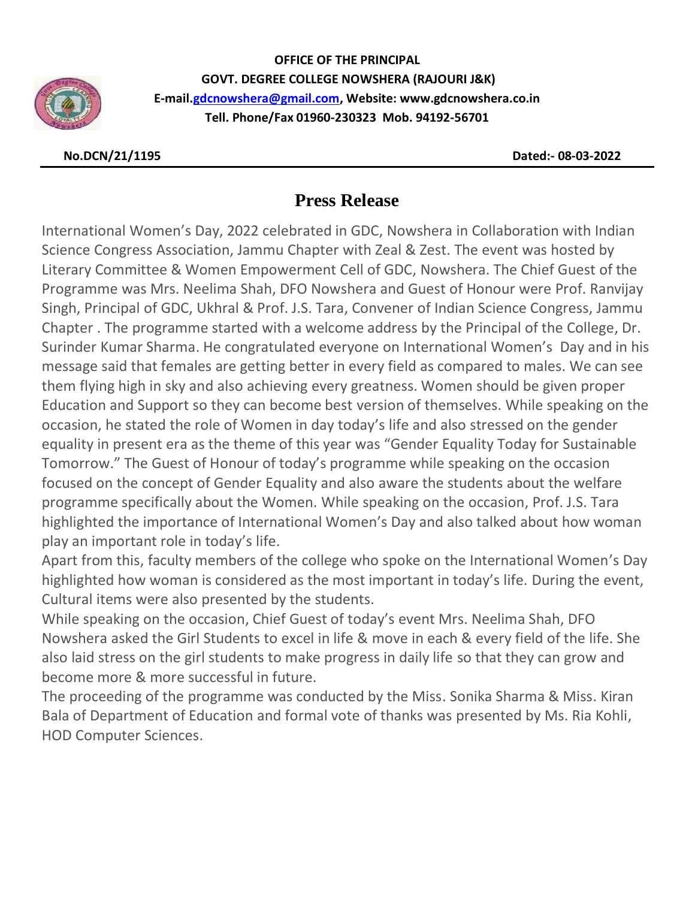**OFFICE OF THE PRINCIPAL**
**GOVT. DEGREE COLLEGE NOWSHERA (RAJOURI J&K)**
**E-mail.gdcnowshera@gmail.com, Website: www.gdcnowshera.co.in**
**Tell. Phone/Fax 01960-230323 Mob. 94192-56701**

**No.DCN/21/1195** **Dated:- 08-03-2022**

# Press Release

International Women's Day, 2022 celebrated in GDC, Nowshera in Collaboration with Indian Science Congress Association, Jammu Chapter with Zeal & Zest. The event was hosted by Literary Committee & Women Empowerment Cell of GDC, Nowshera. The Chief Guest of the Programme was Mrs. Neelima Shah, DFO Nowshera and Guest of Honour were Prof. Ranvijay Singh, Principal of GDC, Ukhral & Prof. J.S. Tara, Convener of Indian Science Congress, Jammu Chapter . The programme started with a welcome address by the Principal of the College, Dr. Surinder Kumar Sharma. He congratulated everyone on International Women's Day and in his message said that females are getting better in every field as compared to males. We can see them flying high in sky and also achieving every greatness. Women should be given proper Education and Support so they can become best version of themselves. While speaking on the occasion, he stated the role of Women in day today's life and also stressed on the gender equality in present era as the theme of this year was "Gender Equality Today for Sustainable Tomorrow." The Guest of Honour of today's programme while speaking on the occasion focused on the concept of Gender Equality and also aware the students about the welfare programme specifically about the Women. While speaking on the occasion, Prof. J.S. Tara highlighted the importance of International Women's Day and also talked about how woman play an important role in today's life.

Apart from this, faculty members of the college who spoke on the International Women's Day highlighted how woman is considered as the most important in today's life. During the event, Cultural items were also presented by the students.

While speaking on the occasion, Chief Guest of today's event Mrs. Neelima Shah, DFO Nowshera asked the Girl Students to excel in life & move in each & every field of the life. She also laid stress on the girl students to make progress in daily life so that they can grow and become more & more successful in future.

The proceeding of the programme was conducted by the Miss. Sonika Sharma & Miss. Kiran Bala of Department of Education and formal vote of thanks was presented by Ms. Ria Kohli, HOD Computer Sciences.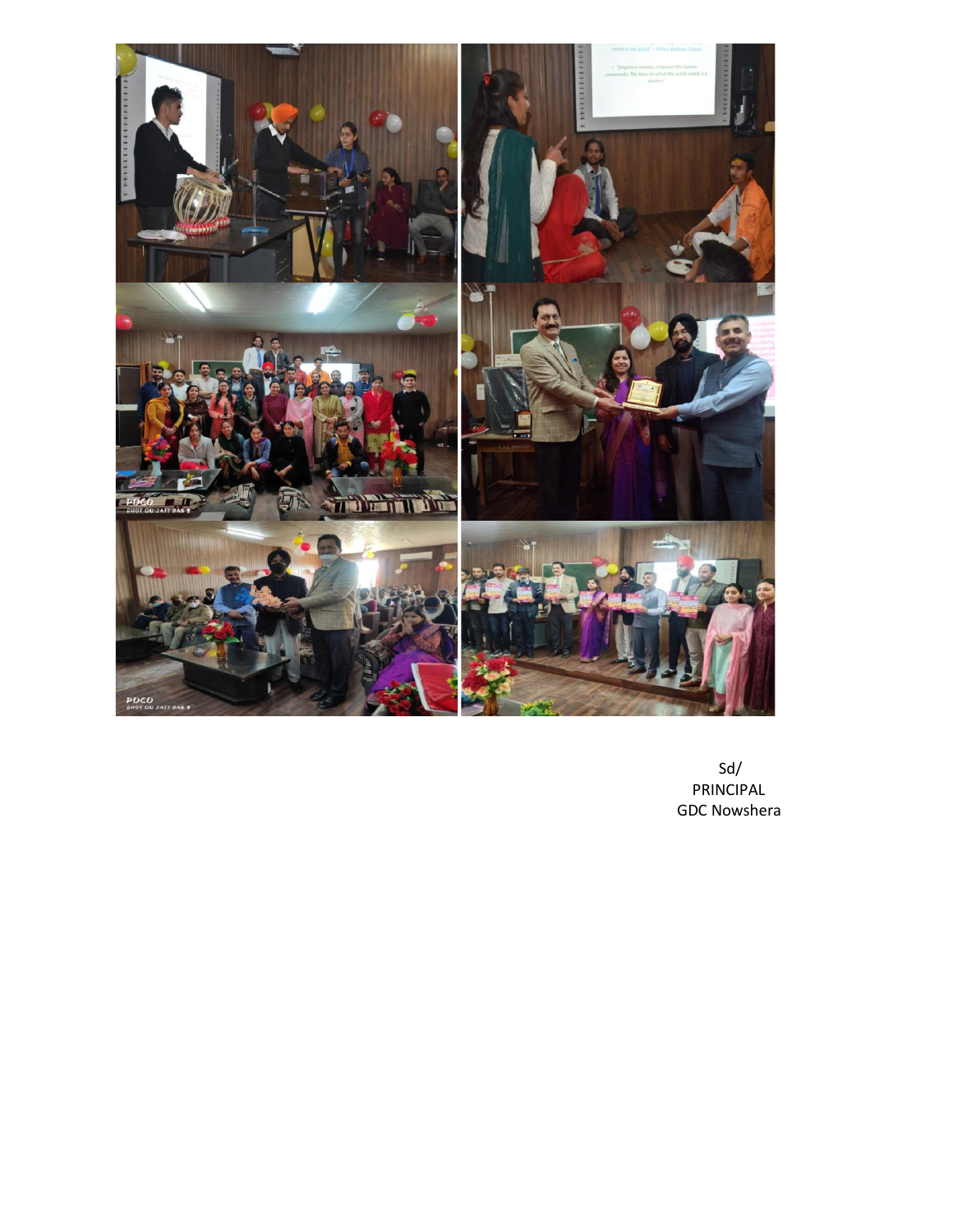Sd/
PRINCIPAL
GDC Nowshera